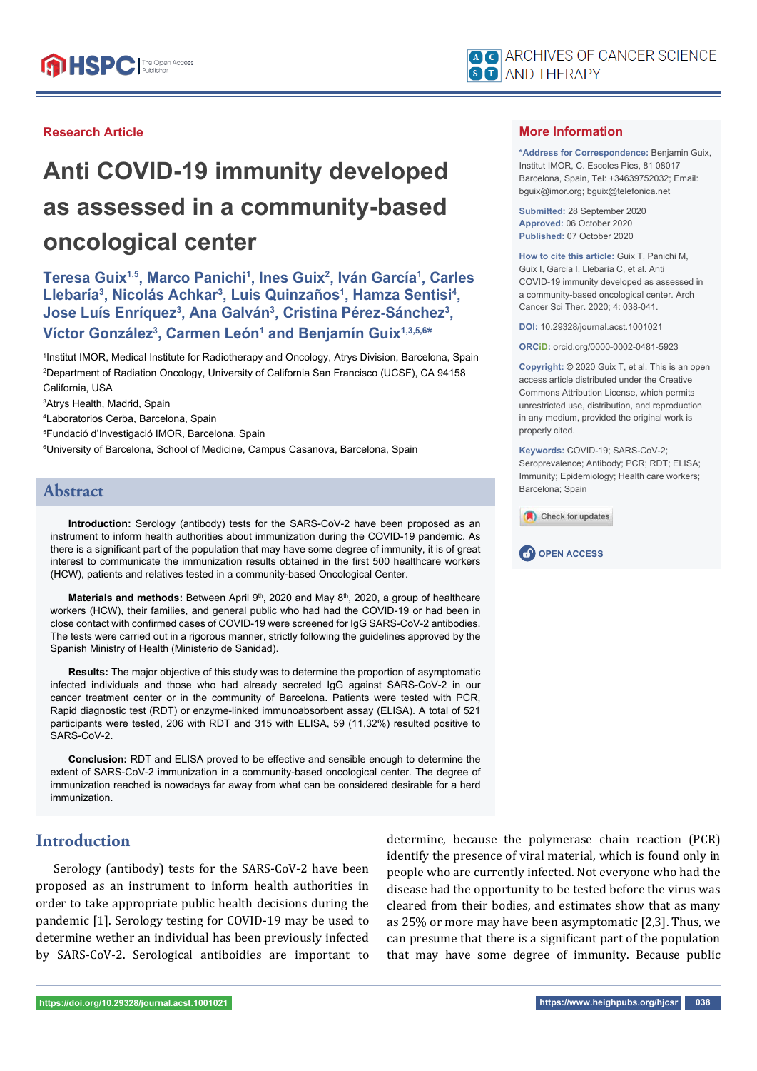Research Article

# Anti COVID-19 immunity developed as assessed in a community-based oncological center

**Teresa Guix[1,5], Marco Panichi[1], Ines Guix[2], Iván García[1], Carles Llebaría[3], Nicolás Achkar[3], Luis Quinzaños[1], Hamza Sentisi[4], Jose Luís Enríquez[3], Ana Galván[3], Cristina Pérez-Sánchez[3], Víctor González[3], Carmen León[1] and Benjamín Guix[1,3,5,6]***

[1]Institut IMOR, Medical Institute for Radiotherapy and Oncology, Atrys Division, Barcelona, Spain
[2]Department of Radiation Oncology, University of California San Francisco (UCSF), CA 94158 California, USA
[3]Atrys Health, Madrid, Spain
[4]Laboratorios Cerba, Barcelona, Spain
[5]Fundació d'Investigació IMOR, Barcelona, Spain
[6]University of Barcelona, School of Medicine, Campus Casanova, Barcelona, Spain

## More Information

***Address for Correspondence:** Benjamin Guix, Institut IMOR, C. Escoles Pies, 81 08017 Barcelona, Spain, Tel: +34639752032; Email: bguix@imor.org; bguix@telefonica.net

**Submitted:** 28 September 2020
**Approved:** 06 October 2020
**Published:** 07 October 2020

**How to cite this article:** Guix T, Panichi M, Guix I, García I, Llebaría C, et al. Anti COVID-19 immunity developed as assessed in a community-based oncological center. Arch Cancer Sci Ther. 2020; 4: 038-041.

**DOI:** 10.29328/journal.acst.1001021

**ORCiD:** orcid.org/0000-0002-0481-5923

**Copyright:** © 2020 Guix T, et al. This is an open access article distributed under the Creative Commons Attribution License, which permits unrestricted use, distribution, and reproduction in any medium, provided the original work is properly cited.

**Keywords:** COVID-19; SARS-CoV-2; Seroprevalence; Antibody; PCR; RDT; ELISA; Immunity; Epidemiology; Health care workers; Barcelona; Spain

OPEN ACCESS

## Abstract

**Introduction:** Serology (antibody) tests for the SARS-CoV-2 have been proposed as an instrument to inform health authorities about immunization during the COVID-19 pandemic. As there is a significant part of the population that may have some degree of immunity, it is of great interest to communicate the immunization results obtained in the first 500 healthcare workers (HCW), patients and relatives tested in a community-based Oncological Center.

**Materials and methods:** Between April 9th, 2020 and May 8th, 2020, a group of healthcare workers (HCW), their families, and general public who had had the COVID-19 or had been in close contact with confirmed cases of COVID-19 were screened for IgG SARS-CoV-2 antibodies. The tests were carried out in a rigorous manner, strictly following the guidelines approved by the Spanish Ministry of Health (Ministerio de Sanidad).

**Results:** The major objective of this study was to determine the proportion of asymptomatic infected individuals and those who had already secreted IgG against SARS-CoV-2 in our cancer treatment center or in the community of Barcelona. Patients were tested with PCR, Rapid diagnostic test (RDT) or enzyme-linked immunoabsorbent assay (ELISA). A total of 521 participants were tested, 206 with RDT and 315 with ELISA, 59 (11,32%) resulted positive to SARS-CoV-2.

**Conclusion:** RDT and ELISA proved to be effective and sensible enough to determine the extent of SARS-CoV-2 immunization in a community-based oncological center. The degree of immunization reached is nowadays far away from what can be considered desirable for a herd immunization.

## Introduction

Serology (antibody) tests for the SARS-CoV-2 have been proposed as an instrument to inform health authorities about immunization in order to take appropriate public health decisions during the pandemic [1]. Serology testing for COVID-19 may be used to determine wether an individual has been previously infected by SARS-CoV-2. Serological antiboidies are important to determine, because the polymerase chain reaction (PCR) identify the presence of viral material, which is found only in people who are currently infected. Not everyone who had the disease had the opportunity to be tested before the virus was cleared from their bodies, and estimates show that as many as 25% or more may have been asymptomatic [2,3]. Thus, we can presume that there is a significant part of the population that may have some degree of immunity. Because public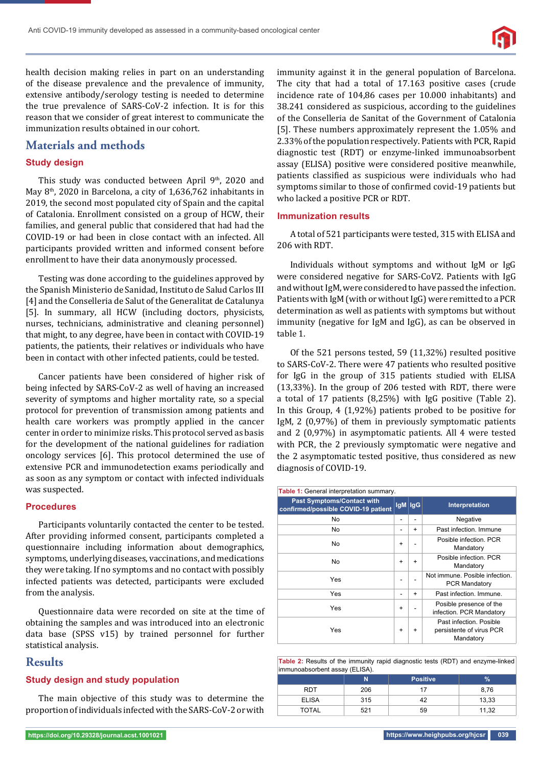health decision making relies in part on an understanding of the disease prevalence and the prevalence of immunity, extensive antibody/serology testing is needed to determine the true prevalence of SARS-CoV-2 infection. It is for this reason that we consider of great interest to communicate the immunization results obtained in our cohort.

## Materials and methods

### Study design

This study was conducted between April 9th, 2020 and May 8th, 2020 in Barcelona, a city of 1,636,762 inhabitants in 2019, the second most populated city of Spain and the capital of Catalonia. Enrollment consisted on a group of HCW, their families, and general public that considered that had had the COVID-19 or had been in close contact with an infected. All participants provided written and informed consent before enrollment to have their data anonymously processed.

Testing was done according to the guidelines approved by the Spanish Ministerio de Sanidad, Instituto de Salud Carlos III [4] and the Conselleria de Salut of the Generalitat de Catalunya [5]. In summary, all HCW (including doctors, physicists, nurses, technicians, administrative and cleaning personnel) that might, to any degree, have been in contact with COVID-19 patients, the patients, their relatives or individuals who have been in contact with other infected patients, could be tested.

Cancer patients have been considered of higher risk of being infected by SARS-CoV-2 as well of having an increased severity of symptoms and higher mortality rate, so a special protocol for prevention of transmission among patients and health care workers was promptly applied in the cancer center in order to minimize risks. This protocol served as basis for the development of the national guidelines for radiation oncology services [6]. This protocol determined the use of extensive PCR and immunodetection exams periodically and as soon as any symptom or contact with infected individuals was suspected.

### Procedures

Participants voluntarily contacted the center to be tested. After providing informed consent, participants completed a questionnaire including information about demographics, symptoms, underlying diseases, vaccinations, and medications they were taking. If no symptoms and no contact with possibly infected patients was detected, participants were excluded from the analysis.

Questionnaire data were recorded on site at the time of obtaining the samples and was introduced into an electronic data base (SPSS v15) by trained personnel for further statistical analysis.

## Results

### Study design and study population

The main objective of this study was to determine the proportion of individuals infected with the SARS-CoV-2 or with immunity against it in the general population of Barcelona. The city that had a total of 17.163 positive cases (crude incidence rate of 104,86 cases per 10.000 inhabitants) and 38.241 considered as suspicious, according to the guidelines of the Conselleria de Sanitat of the Government of Catalonia [5]. These numbers approximately represent the 1.05% and 2.33% of the population respectively. Patients with PCR, Rapid diagnostic test (RDT) or enzyme-linked immunoabsorbent assay (ELISA) positive were considered positive meanwhile, patients classified as suspicious were individuals who had symptoms similar to those of confirmed covid-19 patients but who lacked a positive PCR or RDT.

### Immunization results

A total of 521 participants were tested, 315 with ELISA and 206 with RDT.

Individuals without symptoms and without IgM or IgG were considered negative for SARS-CoV2. Patients with IgG and without IgM, were considered to have passed the infection. Patients with IgM (with or without IgG) were remitted to a PCR determination as well as patients with symptoms but without immunity (negative for IgM and IgG), as can be observed in table 1.

Of the 521 persons tested, 59 (11,32%) resulted positive to SARS-CoV-2. There were 47 patients who resulted positive for IgG in the group of 315 patients studied with ELISA (13,33%). In the group of 206 tested with RDT, there were a total of 17 patients (8,25%) with IgG positive (Table 2). In this Group, 4 (1,92%) patients probed to be positive for IgM, 2 (0,97%) of them in previously symptomatic patients and 2 (0,97%) in asymptomatic patients. All 4 were tested with PCR, the 2 previously symptomatic were negative and the 2 asymptomatic tested positive, thus considered as new diagnosis of COVID-19.

**Table 1:** General interpretation summary.

| Past Symptoms/Contact with confirmed/possible COVID-19 patient | IgM | IgG | Interpretation |
|---|---|---|---|
| No | - | - | Negative |
| No | - | + | Past infection. Immune |
| No | + | - | Posible infection. PCR Mandatory |
| No | + | + | Posible infection. PCR Mandatory |
| Yes | - | - | Not immune. Posible infection. PCR Mandatory |
| Yes | - | + | Past infection. Immune. |
| Yes | + | - | Posible presence of the infection. PCR Mandatory |
| Yes | + | + | Past infection. Posible persistente of virus PCR Mandatory |

**Table 2:** Results of the immunity rapid diagnostic tests (RDT) and enzyme-linked immunoabsorbent assay (ELISA).

| | N | Positive | % |
|---|---|---|---|
| RDT | 206 | 17 | 8,76 |
| ELISA | 315 | 42 | 13,33 |
| TOTAL | 521 | 59 | 11,32 |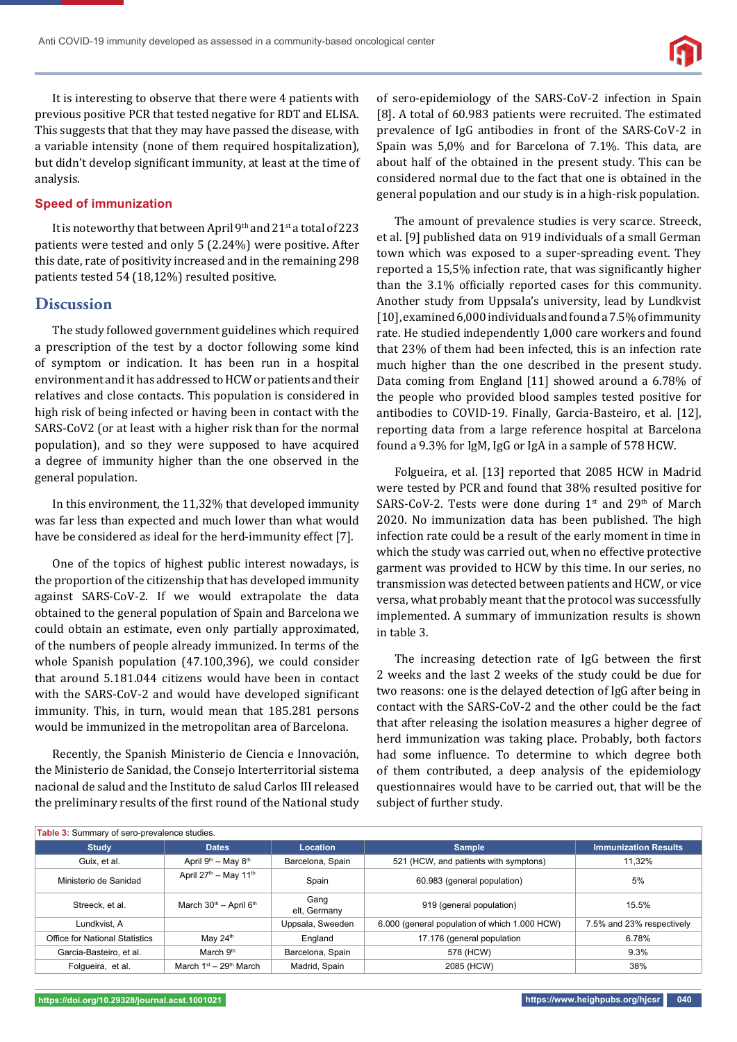It is interesting to observe that there were 4 patients with previous positive PCR that tested negative for RDT and ELISA. This suggests that that they may have passed the disease, with a variable intensity (none of them required hospitalization), but didn't develop significant immunity, at least at the time of analysis.

### Speed of immunization

It is noteworthy that between April 9th and 21st a total of 223 patients were tested and only 5 (2.24%) were positive. After this date, rate of positivity increased and in the remaining 298 patients tested 54 (18,12%) resulted positive.

## Discussion

The study followed government guidelines which required a prescription of the test by a doctor following some kind of symptom or indication. It has been run in a hospital environment and it has addressed to HCW or patients and their relatives and close contacts. This population is considered in high risk of being infected or having been in contact with the SARS-CoV2 (or at least with a higher risk than for the normal population), and so they were supposed to have acquired a degree of immunity higher than the one observed in the general population.

In this environment, the 11,32% that developed immunity was far less than expected and much lower than what would have be considered as ideal for the herd-immunity effect [7].

One of the topics of highest public interest nowadays, is the proportion of the citizenship that has developed immunity against SARS-CoV-2. If we would extrapolate the data obtained to the general population of Spain and Barcelona we could obtain an estimate, even only partially approximated, of the number of people already immunized. In terms of the whole Spanish population (47.100,396), we could consider that around 5.181.044 citizens would have been in contact with the SARS-CoV-2 and would have developed significant immunity. This, in turn, would mean that 185.281 persons would be immunized in the metropolitan area of Barcelona.

Recently, the Spanish Ministerio de Ciencia e Innovación, the Ministerio de Sanidad, the Consejo Interterritorial sistema nacional de salud and the Instituto de salud Carlos III released the preliminary results of the first round of the National study of sero-epidemiology of the SARS-CoV-2 infection in Spain [8]. A total of 60.983 patients were recruited. The estimated prevalence of IgG antibodies in front of the SARS-CoV-2 in Spain was 5,0% and for Barcelona of 7.1%. This data, are about half of the obtained in the present study. This can be considered normal due to the fact that one is obtained in the general population and our study is in a high-risk population.

The amount of prevalence studies is very scarce. Streeck, et al. [9] published data on 919 individuals of a small German town which was exposed to a super-spreading event. They reported a 15,5% infection rate, that was significantly higher than the 3.1% officially reported cases for this community. Another study from Uppsala's university, lead by Lundkvist [10], examined 6,000 individuals and found a 7.5% of immunity rate. He studied independently 1,000 care workers and found that 23% of them had been infected, this is an infection rate much higher than the one described in the present study. Data coming from England [11] showed around a 6.78% of the people who provided blood samples tested positive for antibodies to COVID-19. Finally, Garcia-Basteiro, et al. [12], reporting data from a large reference hospital at Barcelona found a 9.3% for IgM, IgG or IgA in a sample of 578 HCW.

Folgueira, et al. [13] reported that 2085 HCW in Madrid were tested by PCR and found that 38% resulted positive for SARS-CoV-2. Tests were done during 1st and 29th of March 2020. No immunization data has been published. The high infection rate could be a result of the early moment in time in which the study was carried out, when no effective protective garment was provided to HCW by this time. In our series, no transmission was detected between patients and HCW, or vice versa, what probably meant that the protocol was successfully implemented. A summary of immunization results is shown in table 3.

The increasing detection rate of IgG between the first 2 weeks and the last 2 weeks of the study could be due for two reasons: one is the delayed detection of IgG after being in contact with the SARS-CoV-2 and the other could be the fact that after releasing the isolation measures a higher degree of herd immunization was taking place. Probably, both factors had some influence. To determine to which degree both of them contributed, a deep analysis of the epidemiology questionnaires would have to be carried out, that will be the subject of further study.

**Table 3:** Summary of sero-prevalence studies.

| Study | Dates | Location | Sample | Immunization Results |
|---|---|---|---|---|
| Guix, et al. | April 9th – May 8th | Barcelona, Spain | 521 (HCW, and patients with symptons) | 11,32% |
| Ministerio de Sanidad | April 27th – May 11th | Spain | 60.983 (general population) | 5% |
| Streeck, et al. | March 30th – April 6th | Gang elt, Germany | 919 (general population) | 15.5% |
| Lundkvist, A | | Uppsala, Sweeden | 6.000 (general population of which 1.000 HCW) | 7.5% and 23% respectively |
| Office for National Statistics | May 24th | England | 17.176 (general population | 6.78% |
| Garcia-Basteiro, et al. | March 9th | Barcelona, Spain | 578 (HCW) | 9.3% |
| Folgueira, et al. | March 1st – 29th March | Madrid, Spain | 2085 (HCW) | 38% |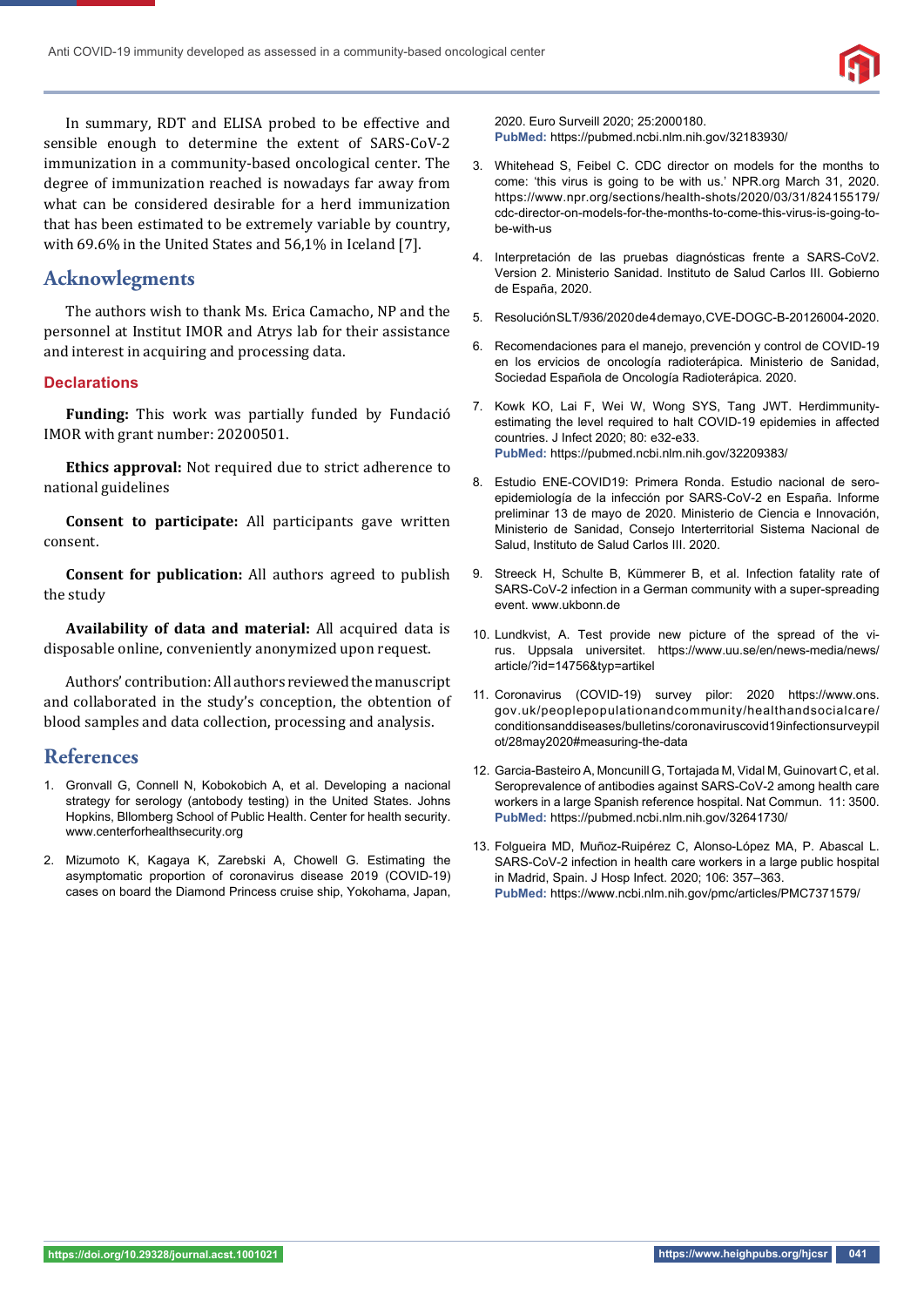In summary, RDT and ELISA probed to be effective and sensible enough to determine the extent of SARS-CoV-2 immunization in a community-based oncological center. The degree of immunization reached is nowadays far away from what can be considered desirable for a herd immunization that has been estimated to be extremely variable by country, with 69.6% in the United States and 56,1% in Iceland [7].

## Acknowledgments

The authors wish to thank Ms. Erica Camacho, NP and the personnel at Institut IMOR and Atrys lab for their assistance and interest in acquiring and processing data.

### Declarations

**Funding:** This work was partially funded by Fundació IMOR with grant number: 20200501.

**Ethics approval:** Not required due to strict adherence to national guidelines

**Consent to participate:** All participants gave written consent.

**Consent for publication:** All authors agreed to publish the study

**Availability of data and material:** All acquired data is disposable online, conveniently anonymized upon request.

Authors' contribution: All authors reviewed the manuscript and collaborated in the study's conception, the obtention of blood samples and data collection, processing and analysis.

## References

1. Gronvall G, Connell N, Kobokobich A, et al. Developing a nacional strategy for serology (antobody testing) in the United States. Johns Hopkins, Bllomberg School of Public Health. Center for health security. www.centerforhealthsecurity.org
2. Mizumoto K, Kagaya K, Zarebski A, Chowell G. Estimating the asymptomatic proportion of coronavirus disease 2019 (COVID-19) cases on board the Diamond Princess cruise ship, Yokohama, Japan, 2020. Euro Surveill 2020; 25:2000180. **PubMed:** https://pubmed.ncbi.nlm.nih.gov/32183930/
3. Whitehead S, Feibel C. CDC director on models for the months to come: 'this virus is going to be with us.' NPR.org March 31, 2020. https://www.npr.org/sections/health-shots/2020/03/31/824155179/cdc-director-on-models-for-the-months-to-come-this-virus-is-going-to-be-with-us
4. Interpretación de las pruebas diagnósticas frente a SARS-CoV2. Version 2. Ministerio Sanidad. Instituto de Salud Carlos III. Gobierno de España, 2020.
5. ResoluciónSLT/936/2020de4demayo,CVE-DOGC-B-20126004-2020.
6. Recomendaciones para el manejo, prevención y control de COVID-19 en los ervicios de oncología radioterápica. Ministerio de Sanidad, Sociedad Española de Oncología Radioterápica. 2020.
7. Kowk KO, Lai F, Wei W, Wong SYS, Tang JWT. Herdimmunity-estimating the level required to halt COVID-19 epidemies in affected countries. J Infect 2020; 80: e32-e33. **PubMed:** https://pubmed.ncbi.nlm.nih.gov/32209383/
8. Estudio ENE-COVID19: Primera Ronda. Estudio nacional de sero-epidemiología de la infección por SARS-CoV-2 en España. Informe preliminar 13 de mayo de 2020. Ministerio de Ciencia e Innovación, Ministerio de Sanidad, Consejo Interterritorial Sistema Nacional de Salud, Instituto de Salud Carlos III. 2020.
9. Streeck H, Schulte B, Kümmerer B, et al. Infection fatality rate of SARS-CoV-2 infection in a German community with a super-spreading event. www.ukbonn.de
10. Lundkvist, A. Test provide new picture of the spread of the virus. Uppsala universitet. https://www.uu.se/en/news-media/news/article/?id=14756&typ=artikel
11. Coronavirus (COVID-19) survey pilor: 2020 https://www.ons.gov.uk/peoplepopulationandcommunity/healthandsocialcare/conditionsanddiseases/bulletins/coronaviruscovid19infectionsurveypilot/28may2020#measuring-the-data
12. Garcia-Basteiro A, Moncunill G, Tortajada M, Vidal M, Guinovart C, et al. Seroprevalence of antibodies against SARS-CoV-2 among health care workers in a large Spanish reference hospital. Nat Commun. 11: 3500. **PubMed:** https://pubmed.ncbi.nlm.nih.gov/32641730/
13. Folgueira MD, Muñoz-Ruipérez C, Alonso-López MA, P. Abascal L. SARS-CoV-2 infection in health care workers in a large public hospital in Madrid, Spain. J Hosp Infect. 2020; 106: 357–363. **PubMed:** https://www.ncbi.nlm.nih.gov/pmc/articles/PMC7371579/